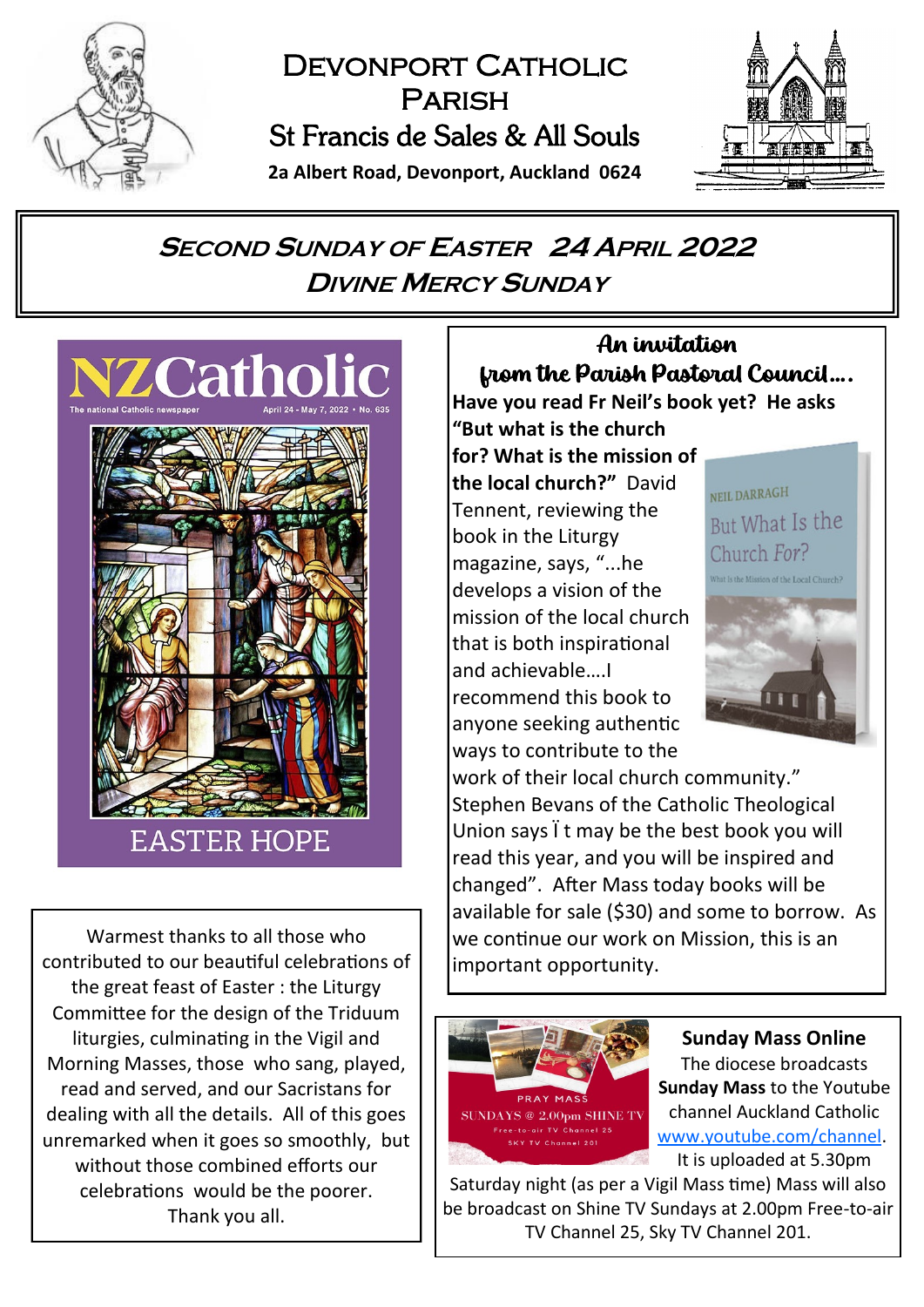# Devonport Catholic Parish

## St Francis de Sales & All Souls

**2a Albert Road, Devonport, Auckland 0624**

## Second Sunday of Easter 24 April 2022

## Divine Mercy Sunday

NZCatholic

The national Catholic newspaper April 24 - May 7, 2022 • No. 635

EASTER HOPE

Warmest thanks to all those who contributed to our beautiful celebrations of the great feast of Easter : the Liturgy Committee for the design of the Triduum liturgies, culminating in the Vigil and Morning Masses, those who sang, played, read and served, and our Sacristans for dealing with all the details. All of this goes unremarked when it goes so smoothly, but without those combined efforts our celebrations would be the poorer. Thank you all.

### An invitation from the Parish Pastoral Council….

**Have you read Fr Neil's book yet? He asks "But what is the church for? What is the mission of the local church?"** David Tennent, reviewing the book in the Liturgy magazine, says, "...he develops a vision of the mission of the local church that is both inspirational and achievable….I recommend this book to anyone seeking authentic ways to contribute to the work of their local church community." Stephen Bevans of the Catholic Theological Union says Ït may be the best book you will read this year, and you will be inspired and changed". After Mass today books will be available for sale ($30) and some to borrow. As we continue our work on Mission, this is an important opportunity.

NEIL DARRAGH

But What Is the Church For?

What Is the Mission of the Local Church?

### Sunday Mass Online

PRAY MASS

SUNDAYS @ 2.00pm SHINE TV

Free-to-air TV Channel 25

SKY TV Channel 201

The diocese broadcasts **Sunday Mass** to the Youtube channel Auckland Catholic www.youtube.com/channel. It is uploaded at 5.30pm Saturday night (as per a Vigil Mass time) Mass will also be broadcast on Shine TV Sundays at 2.00pm Free-to-air TV Channel 25, Sky TV Channel 201.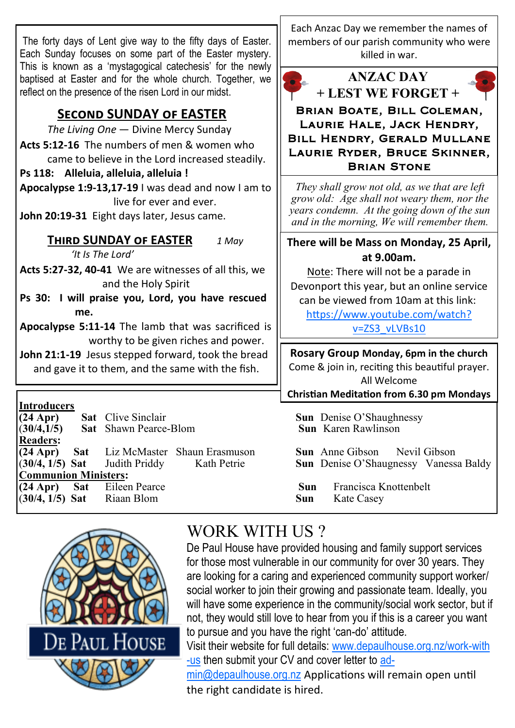The forty days of Lent give way to the fifty days of Easter. Each Sunday focuses on some part of the Easter mystery. This is known as a 'mystagogical catechesis' for the newly baptised at Easter and for the whole church. Together, we reflect on the presence of the risen Lord in our midst.

## SECOND SUNDAY OF EASTER

*The Living One* — Divine Mercy Sunday

**Acts 5:12-16** The numbers of men & women who came to believe in the Lord increased steadily.

**Ps 118: Alleluia, alleluia, alleluia !**

**Apocalypse 1:9-13,17-19** I was dead and now I am to live for ever and ever.

**John 20:19-31** Eight days later, Jesus came.

## THIRD SUNDAY OF EASTER *1 May*

*'It Is The Lord'*

**Acts 5:27-32, 40-41** We are witnesses of all this, we and the Holy Spirit

**Ps 30: I will praise you, Lord, you have rescued me.**

**Apocalypse 5:11-14** The lamb that was sacrificed is worthy to be given riches and power.

**John 21:1-19** Jesus stepped forward, took the bread and gave it to them, and the same with the fish.

Each Anzac Day we remember the names of members of our parish community who were killed in war.

## ANZAC DAY
## + LEST WE FORGET +

**BRIAN BOATE, BILL COLEMAN, LAURIE HALE, JACK HENDRY, BILL HENDRY, GERALD MULLANE LAURIE RYDER, BRUCE SKINNER, BRIAN STONE**

*They shall grow not old, as we that are left grow old: Age shall not weary them, nor the years condemn. At the going down of the sun and in the morning, We will remember them.*

**There will be Mass on Monday, 25 April, at 9.00am.**

Note: There will not be a parade in Devonport this year, but an online service can be viewed from 10am at this link: https://www.youtube.com/watch?v=ZS3_vLVBs10

**Rosary Group Monday, 6pm in the church**
Come & join in, reciting this beautiful prayer.
All Welcome

**Christian Meditation from 6.30 pm Mondays**

**Introducers**

| | | | | |
|---|---|---|---|---|
| **(24 Apr)** | **Sat** | Clive Sinclair | **Sun** | Denise O'Shaughnessy |
| **(30/4,1/5)** | **Sat** | Shawn Pearce-Blom | **Sun** | Karen Rawlinson |

**Readers:**

| | | | | |
|---|---|---|---|---|
| **(24 Apr)** | **Sat** | Liz McMaster Shaun Erasmuson | **Sun** | Anne Gibson Nevil Gibson |
| **(30/4, 1/5)** | **Sat** | Judith Priddy Kath Petrie | **Sun** | Denise O'Shaugnessy Vanessa Baldy |

**Communion Ministers:**

| | | | | |
|---|---|---|---|---|
| **(24 Apr)** | **Sat** | Eileen Pearce | **Sun** | Francisca Knottenbelt |
| **(30/4, 1/5)** | **Sat** | Riaan Blom | **Sun** | Kate Casey |

DE PAUL HOUSE

# WORK WITH US ?

De Paul House have provided housing and family support services for those most vulnerable in our community for over 30 years. They are looking for a caring and experienced community support worker/ social worker to join their growing and passionate team. Ideally, you will have some experience in the community/social work sector, but if not, they would still love to hear from you if this is a career you want to pursue and you have the right 'can-do' attitude.

Visit their website for full details: www.depaulhouse.org.nz/work-with-us then submit your CV and cover letter to admin@depaulhouse.org.nz Applications will remain open until the right candidate is hired.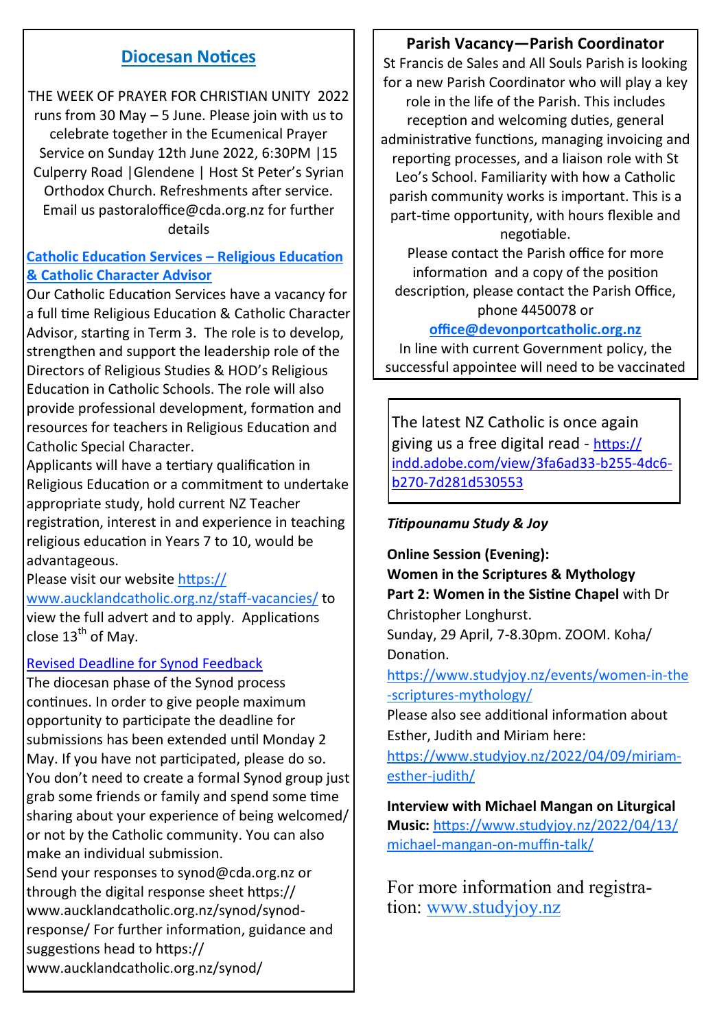## Diocesan Notices

THE WEEK OF PRAYER FOR CHRISTIAN UNITY 2022 runs from 30 May – 5 June. Please join with us to celebrate together in the Ecumenical Prayer Service on Sunday 12th June 2022, 6:30PM |15 Culperry Road |Glendene | Host St Peter's Syrian Orthodox Church. Refreshments after service. Email us pastoraloffice@cda.org.nz for further details

**Catholic Education Services – Religious Education & Catholic Character Advisor**

Our Catholic Education Services have a vacancy for a full time Religious Education & Catholic Character Advisor, starting in Term 3. The role is to develop, strengthen and support the leadership role of the Directors of Religious Studies & HOD's Religious Education in Catholic Schools. The role will also provide professional development, formation and resources for teachers in Religious Education and Catholic Special Character.

Applicants will have a tertiary qualification in Religious Education or a commitment to undertake appropriate study, hold current NZ Teacher registration, interest in and experience in teaching religious education in Years 7 to 10, would be advantageous.

Please visit our website https://www.aucklandcatholic.org.nz/staff-vacancies/ to view the full advert and to apply. Applications close 13th of May.

Revised Deadline for Synod Feedback

The diocesan phase of the Synod process continues. In order to give people maximum opportunity to participate the deadline for submissions has been extended until Monday 2 May. If you have not participated, please do so. You don't need to create a formal Synod group just grab some friends or family and spend some time sharing about your experience of being welcomed/ or not by the Catholic community. You can also make an individual submission.

Send your responses to synod@cda.org.nz or through the digital response sheet https://www.aucklandcatholic.org.nz/synod/synod-response/ For further information, guidance and suggestions head to https://www.aucklandcatholic.org.nz/synod/

**Parish Vacancy—Parish Coordinator**

St Francis de Sales and All Souls Parish is looking for a new Parish Coordinator who will play a key role in the life of the Parish. This includes reception and welcoming duties, general administrative functions, managing invoicing and reporting processes, and a liaison role with St Leo's School. Familiarity with how a Catholic parish community works is important. This is a part-time opportunity, with hours flexible and negotiable.

Please contact the Parish office for more information and a copy of the position description, please contact the Parish Office, phone 4450078 or

**office@devonportcatholic.org.nz**

In line with current Government policy, the successful appointee will need to be vaccinated

The latest NZ Catholic is once again giving us a free digital read - https://indd.adobe.com/view/3fa6ad33-b255-4dc6-b270-7d281d530553

***Titipounamu Study & Joy***

**Online Session (Evening):**
**Women in the Scriptures & Mythology**
**Part 2: Women in the Sistine Chapel** with Dr Christopher Longhurst.
Sunday, 29 April, 7-8.30pm. ZOOM. Koha/ Donation.
https://www.studyjoy.nz/events/women-in-the-scriptures-mythology/
Please also see additional information about Esther, Judith and Miriam here:
https://www.studyjoy.nz/2022/04/09/miriam-esther-judith/

**Interview with Michael Mangan on Liturgical Music:** https://www.studyjoy.nz/2022/04/13/michael-mangan-on-muffin-talk/

For more information and registration: www.studyjoy.nz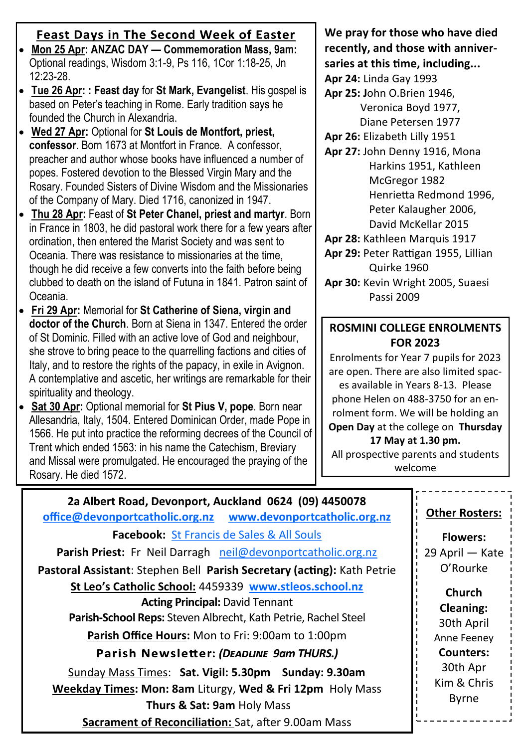## Feast Days in The Second Week of Easter

- **Mon 25 Apr: ANZAC DAY — Commemoration Mass, 9am:** Optional readings, Wisdom 3:1-9, Ps 116, 1Cor 1:18-25, Jn 12:23-28.
- **Tue 26 Apr: : Feast day** for **St Mark, Evangelist**. His gospel is based on Peter's teaching in Rome. Early tradition says he founded the Church in Alexandria.
- **Wed 27 Apr:** Optional for **St Louis de Montfort, priest, confessor**. Born 1673 at Montfort in France. A confessor, preacher and author whose books have influenced a number of popes. Fostered devotion to the Blessed Virgin Mary and the Rosary. Founded Sisters of Divine Wisdom and the Missionaries of the Company of Mary. Died 1716, canonized in 1947.
- **Thu 28 Apr:** Feast of **St Peter Chanel, priest and martyr**. Born in France in 1803, he did pastoral work there for a few years after ordination, then entered the Marist Society and was sent to Oceania. There was resistance to missionaries at the time, though he did receive a few converts into the faith before being clubbed to death on the island of Futuna in 1841. Patron saint of Oceania.
- **Fri 29 Apr:** Memorial for **St Catherine of Siena, virgin and doctor of the Church**. Born at Siena in 1347. Entered the order of St Dominic. Filled with an active love of God and neighbour, she strove to bring peace to the quarrelling factions and cities of Italy, and to restore the rights of the papacy, in exile in Avignon. A contemplative and ascetic, her writings are remarkable for their spirituality and theology.
- **Sat 30 Apr:** Optional memorial for **St Pius V, pope**. Born near Allesandria, Italy, 1504. Entered Dominican Order, made Pope in 1566. He put into practice the reforming decrees of the Council of Trent which ended 1563: in his name the Catechism, Breviary and Missal were promulgated. He encouraged the praying of the Rosary. He died 1572.

**We pray for those who have died recently, and those with anniversaries at this time, including...**

**Apr 24:** Linda Gay 1993
**Apr 25:** John O.Brien 1946, Veronica Boyd 1977, Diane Petersen 1977
**Apr 26:** Elizabeth Lilly 1951
**Apr 27:** John Denny 1916, Mona Harkins 1951, Kathleen McGregor 1982 Henrietta Redmond 1996, Peter Kalaugher 2006, David McKellar 2015
**Apr 28:** Kathleen Marquis 1917
**Apr 29:** Peter Rattigan 1955, Lillian Quirke 1960
**Apr 30:** Kevin Wright 2005, Suaesi Passi 2009

### ROSMINI COLLEGE ENROLMENTS FOR 2023

Enrolments for Year 7 pupils for 2023 are open. There are also limited spaces available in Years 8-13. Please phone Helen on 488-3750 for an enrolment form. We will be holding an **Open Day** at the college on **Thursday 17 May at 1.30 pm.**
All prospective parents and students welcome

**2a Albert Road, Devonport, Auckland 0624 (09) 4450078**
office@devonportcatholic.org.nz www.devonportcatholic.org.nz
**Facebook:** St Francis de Sales & All Souls
**Parish Priest:** Fr Neil Darragh neil@devonportcatholic.org.nz
**Pastoral Assistant**: Stephen Bell **Parish Secretary (acting):** Kath Petrie
**St Leo's Catholic School:** 4459339 **www.stleos.school.nz**
**Acting Principal:** David Tennant
**Parish-School Reps:** Steven Albrecht, Kath Petrie, Rachel Steel
**Parish Office Hours:** Mon to Fri: 9:00am to 1:00pm
**Parish Newsletter:** ***(Deadline 9am THURS.)***
Sunday Mass Times: **Sat. Vigil: 5.30pm Sunday: 9.30am**
**Weekday Times: Mon: 8am** Liturgy, **Wed & Fri 12pm** Holy Mass
**Thurs & Sat: 9am** Holy Mass
**Sacrament of Reconciliation:** Sat, after 9.00am Mass

**Other Rosters:**

**Flowers:**
29 April — Kate O'Rourke

**Church Cleaning:**
30th April
Anne Feeney

**Counters:**
30th Apr
Kim & Chris Byrne